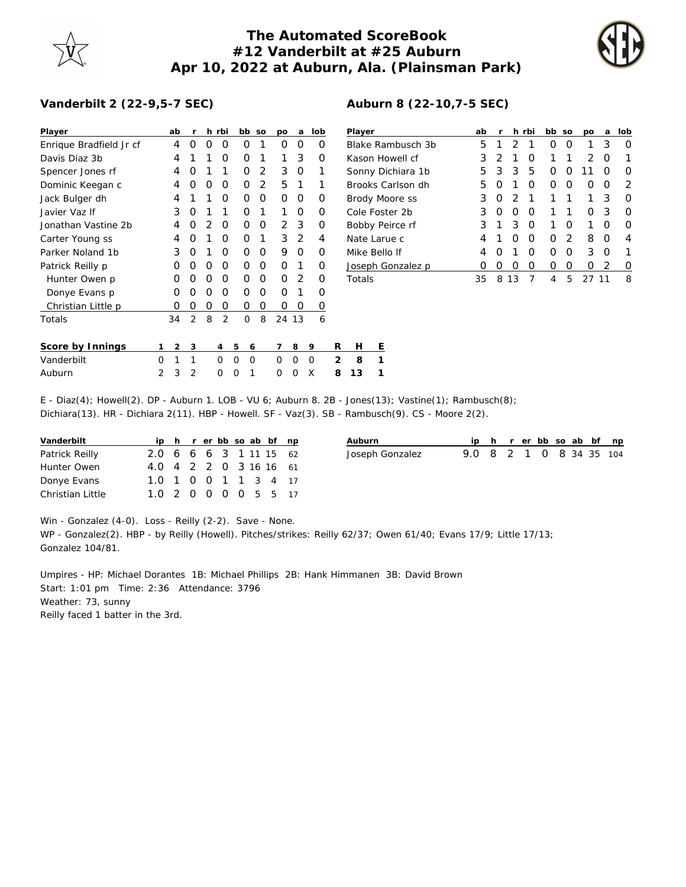# The Automated ScoreBook
## #12 Vanderbilt at #25 Auburn
## Apr 10, 2022 at Auburn, Ala. (Plainsman Park)

### Vanderbilt 2 (22-9,5-7 SEC)

| Player | ab | r | h | rbi | bb | so | po | a | lob |
|---|---|---|---|---|---|---|---|---|---|
| Enrique Bradfield Jr cf | 4 | 0 | 0 | 0 | 0 | 1 | 0 | 0 | 0 |
| Davis Diaz 3b | 4 | 1 | 1 | 0 | 0 | 1 | 1 | 3 | 0 |
| Spencer Jones rf | 4 | 0 | 1 | 1 | 0 | 2 | 3 | 0 | 1 |
| Dominic Keegan c | 4 | 0 | 0 | 0 | 0 | 2 | 5 | 1 | 1 |
| Jack Bulger dh | 4 | 1 | 1 | 0 | 0 | 0 | 0 | 0 | 0 |
| Javier Vaz lf | 3 | 0 | 1 | 1 | 0 | 1 | 1 | 0 | 0 |
| Jonathan Vastine 2b | 4 | 0 | 2 | 0 | 0 | 0 | 2 | 3 | 0 |
| Carter Young ss | 4 | 0 | 1 | 0 | 0 | 1 | 3 | 2 | 4 |
| Parker Noland 1b | 3 | 0 | 1 | 0 | 0 | 0 | 9 | 0 | 0 |
| Patrick Reilly p | 0 | 0 | 0 | 0 | 0 | 0 | 0 | 1 | 0 |
| Hunter Owen p | 0 | 0 | 0 | 0 | 0 | 0 | 0 | 2 | 0 |
| Donye Evans p | 0 | 0 | 0 | 0 | 0 | 0 | 0 | 1 | 0 |
| Christian Little p | 0 | 0 | 0 | 0 | 0 | 0 | 0 | 0 | 0 |
| Totals | 34 | 2 | 8 | 2 | 0 | 8 | 24 | 13 | 6 |

### Auburn 8 (22-10,7-5 SEC)

| Player | ab | r | h | rbi | bb | so | po | a | lob |
|---|---|---|---|---|---|---|---|---|---|
| Blake Rambusch 3b | 5 | 1 | 2 | 1 | 0 | 0 | 1 | 3 | 0 |
| Kason Howell cf | 3 | 2 | 1 | 0 | 1 | 1 | 2 | 0 | 1 |
| Sonny Dichiara 1b | 5 | 3 | 3 | 5 | 0 | 0 | 11 | 0 | 0 |
| Brooks Carlson dh | 5 | 0 | 1 | 0 | 0 | 0 | 0 | 0 | 2 |
| Brody Moore ss | 3 | 0 | 2 | 1 | 1 | 1 | 1 | 3 | 0 |
| Cole Foster 2b | 3 | 0 | 0 | 0 | 1 | 1 | 0 | 3 | 0 |
| Bobby Peirce rf | 3 | 1 | 3 | 0 | 1 | 0 | 1 | 0 | 0 |
| Nate Larue c | 4 | 1 | 0 | 0 | 0 | 2 | 8 | 0 | 4 |
| Mike Bello lf | 4 | 0 | 1 | 0 | 0 | 0 | 3 | 0 | 1 |
| Joseph Gonzalez p | 0 | 0 | 0 | 0 | 0 | 0 | 0 | 2 | 0 |
| Totals | 35 | 8 | 13 | 7 | 4 | 5 | 27 | 11 | 8 |

| Score by Innings | 1 | 2 | 3 | 4 | 5 | 6 | 7 | 8 | 9 | R | H | E |
|---|---|---|---|---|---|---|---|---|---|---|---|---|
| Vanderbilt | 0 | 1 | 1 | 0 | 0 | 0 | 0 | 0 | 0 | 2 | 8 | 1 |
| Auburn | 2 | 3 | 2 | 0 | 0 | 1 | 0 | 0 | X | 8 | 13 | 1 |

E - Diaz(4); Howell(2). DP - Auburn 1. LOB - VU 6; Auburn 8. 2B - Jones(13); Vastine(1); Rambusch(8); Dichiara(13). HR - Dichiara 2(11). HBP - Howell. SF - Vaz(3). SB - Rambusch(9). CS - Moore 2(2).

| Vanderbilt | ip | h | r | er | bb | so | ab | bf | np |
|---|---|---|---|---|---|---|---|---|---|
| Patrick Reilly | 2.0 | 6 | 6 | 6 | 3 | 1 | 11 | 15 | 62 |
| Hunter Owen | 4.0 | 4 | 2 | 2 | 0 | 3 | 16 | 16 | 61 |
| Donye Evans | 1.0 | 1 | 0 | 0 | 1 | 1 | 3 | 4 | 17 |
| Christian Little | 1.0 | 2 | 0 | 0 | 0 | 0 | 5 | 5 | 17 |

| Auburn | ip | h | r | er | bb | so | ab | bf | np |
|---|---|---|---|---|---|---|---|---|---|
| Joseph Gonzalez | 9.0 | 8 | 2 | 1 | 0 | 8 | 34 | 35 | 104 |

Win - Gonzalez (4-0). Loss - Reilly (2-2). Save - None.
WP - Gonzalez(2). HBP - by Reilly (Howell). Pitches/strikes: Reilly 62/37; Owen 61/40; Evans 17/9; Little 17/13; Gonzalez 104/81.

Umpires - HP: Michael Dorantes 1B: Michael Phillips 2B: Hank Himmanen 3B: David Brown
Start: 1:01 pm Time: 2:36 Attendance: 3796
Weather: 73, sunny
Reilly faced 1 batter in the 3rd.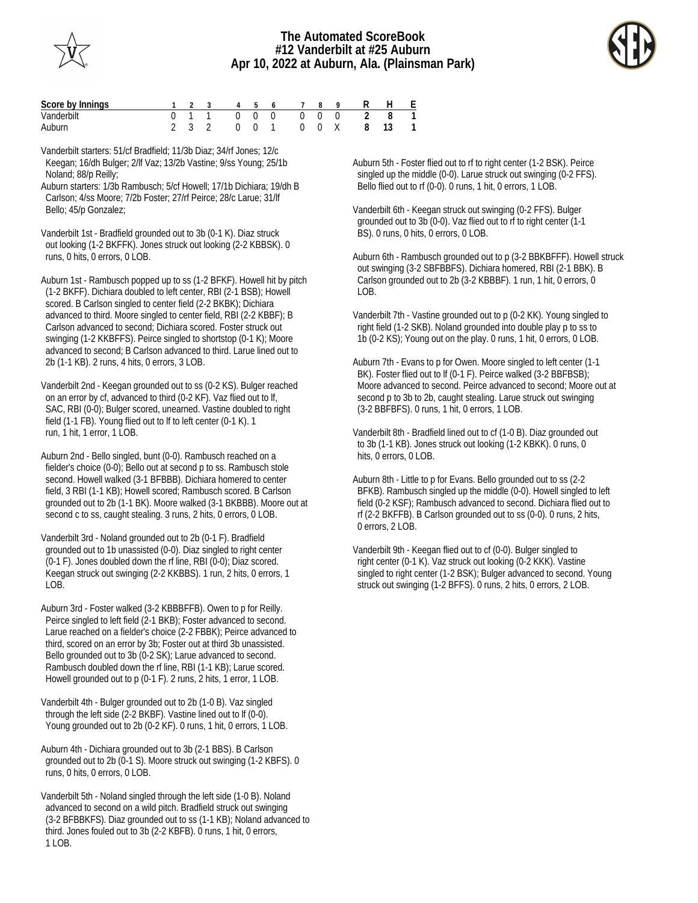# The Automated ScoreBook
## #12 Vanderbilt at #25 Auburn
## Apr 10, 2022 at Auburn, Ala. (Plainsman Park)

| Score by Innings | 1 | 2 | 3 | 4 | 5 | 6 | 7 | 8 | 9 | R | H | E |
|---|---|---|---|---|---|---|---|---|---|---|---|---|
| Vanderbilt | 0 | 1 | 1 | 0 | 0 | 0 | 0 | 0 | 0 | 2 | 8 | 1 |
| Auburn | 2 | 3 | 2 | 0 | 0 | 1 | 0 | 0 | X | 8 | 13 | 1 |

Vanderbilt starters: 51/cf Bradfield; 11/3b Diaz; 34/rf Jones; 12/c Keegan; 16/dh Bulger; 2/lf Vaz; 13/2b Vastine; 9/ss Young; 25/1b Noland; 88/p Reilly;

Auburn starters: 1/3b Rambusch; 5/cf Howell; 17/1b Dichiara; 19/dh B Carlson; 4/ss Moore; 7/2b Foster; 27/rf Peirce; 28/c Larue; 31/lf Bello; 45/p Gonzalez;

Vanderbilt 1st - Bradfield grounded out to 3b (0-1 K). Diaz struck out looking (1-2 BKFFK). Jones struck out looking (2-2 KBBSK). 0 runs, 0 hits, 0 errors, 0 LOB.

Auburn 1st - Rambusch popped up to ss (1-2 BFKF). Howell hit by pitch (1-2 BKFF). Dichiara doubled to left center, RBI (2-1 BSB); Howell scored. B Carlson singled to center field (2-2 BKBK); Dichiara advanced to third. Moore singled to center field, RBI (2-2 KKBF); B Carlson advanced to second; Dichiara scored. Foster struck out swinging (1-2 KKBFFS). Peirce singled to shortstop (0-1 K); Moore advanced to second; B Carlson advanced to third. Larue lined out to 2b (1-1 KB). 2 runs, 4 hits, 0 errors, 3 LOB.

Vanderbilt 2nd - Keegan grounded out to ss (0-2 KS). Bulger reached on an error by cf, advanced to third (0-2 KF). Vaz flied out to lf, SAC, RBI (0-0); Bulger scored, unearned. Vastine doubled to right field (1-1 FB). Young flied out to lf to left center (0-1 K). 1 run, 1 hit, 1 error, 1 LOB.

Auburn 2nd - Bello singled, bunt (0-0). Rambusch reached on a fielder's choice (0-0); Bello out at second p to ss. Rambusch stole second. Howell walked (3-1 BFBBB). Dichiara homered to center field, 3 RBI (1-1 KB); Howell scored; Rambusch scored. B Carlson grounded out to 2b (1-1 BK). Moore walked (3-1 BKBBB). Moore out at second c to ss, caught stealing. 3 runs, 2 hits, 0 errors, 0 LOB.

Vanderbilt 3rd - Noland grounded out to 2b (0-1 F). Bradfield grounded out to 1b unassisted (0-0). Diaz singled to right center (0-1 F). Jones doubled down the rf line, RBI (0-0); Diaz scored. Keegan struck out swinging (2-2 KKBBS). 1 run, 2 hits, 0 errors, 1 LOB.

Auburn 3rd - Foster walked (3-2 KBBBFFB). Owen to p for Reilly. Peirce singled to left field (2-1 BKB); Foster advanced to second. Larue reached on a fielder's choice (2-2 FBBK); Peirce advanced to third, scored on an error by 3b; Foster out at third 3b unassisted. Bello grounded out to 3b (0-2 SK); Larue advanced to second. Rambusch doubled down the rf line, RBI (1-1 KB); Larue scored. Howell grounded out to p (0-1 F). 2 runs, 2 hits, 1 error, 1 LOB.

Vanderbilt 4th - Bulger grounded out to 2b (1-0 B). Vaz singled through the left side (2-2 BKBF). Vastine lined out to lf (0-0). Young grounded out to 2b (0-2 KF). 0 runs, 1 hit, 0 errors, 1 LOB.

Auburn 4th - Dichiara grounded out to 3b (2-1 BBS). B Carlson grounded out to 2b (0-1 S). Moore struck out swinging (1-2 KBFS). 0 runs, 0 hits, 0 errors, 0 LOB.

Vanderbilt 5th - Noland singled through the left side (1-0 B). Noland advanced to second on a wild pitch. Bradfield struck out swinging (3-2 BFBBKFS). Diaz grounded out to ss (1-1 KB); Noland advanced to third. Jones fouled out to 3b (2-2 KBFB). 0 runs, 1 hit, 0 errors, 1 LOB.

Auburn 5th - Foster flied out to rf to right center (1-2 BSK). Peirce singled up the middle (0-0). Larue struck out swinging (0-2 FFS). Bello flied out to rf (0-0). 0 runs, 1 hit, 0 errors, 1 LOB.

Vanderbilt 6th - Keegan struck out swinging (0-2 FFS). Bulger grounded out to 3b (0-0). Vaz flied out to rf to right center (1-1 BS). 0 runs, 0 hits, 0 errors, 0 LOB.

Auburn 6th - Rambusch grounded out to p (3-2 BBKBFFF). Howell struck out swinging (3-2 SBFBBFS). Dichiara homered, RBI (2-1 BBK). B Carlson grounded out to 2b (3-2 KBBBF). 1 run, 1 hit, 0 errors, 0 LOB.

Vanderbilt 7th - Vastine grounded out to p (0-2 KK). Young singled to right field (1-2 SKB). Noland grounded into double play p to ss to 1b (0-2 KS); Young out on the play. 0 runs, 1 hit, 0 errors, 0 LOB.

Auburn 7th - Evans to p for Owen. Moore singled to left center (1-1 BK). Foster flied out to lf (0-1 F). Peirce walked (3-2 BBFBSB); Moore advanced to second. Peirce advanced to second; Moore out at second p to 3b to 2b, caught stealing. Larue struck out swinging (3-2 BBFBFS). 0 runs, 1 hit, 0 errors, 1 LOB.

Vanderbilt 8th - Bradfield lined out to cf (1-0 B). Diaz grounded out to 3b (1-1 KB). Jones struck out looking (1-2 KBKK). 0 runs, 0 hits, 0 errors, 0 LOB.

Auburn 8th - Little to p for Evans. Bello grounded out to ss (2-2 BFKB). Rambusch singled up the middle (0-0). Howell singled to left field (0-2 KSF); Rambusch advanced to second. Dichiara flied out to rf (2-2 BKFFB). B Carlson grounded out to ss (0-0). 0 runs, 2 hits, 0 errors, 2 LOB.

Vanderbilt 9th - Keegan flied out to cf (0-0). Bulger singled to right center (0-1 K). Vaz struck out looking (0-2 KKK). Vastine singled to right center (1-2 BSK); Bulger advanced to second. Young struck out swinging (1-2 BFFS). 0 runs, 2 hits, 0 errors, 2 LOB.